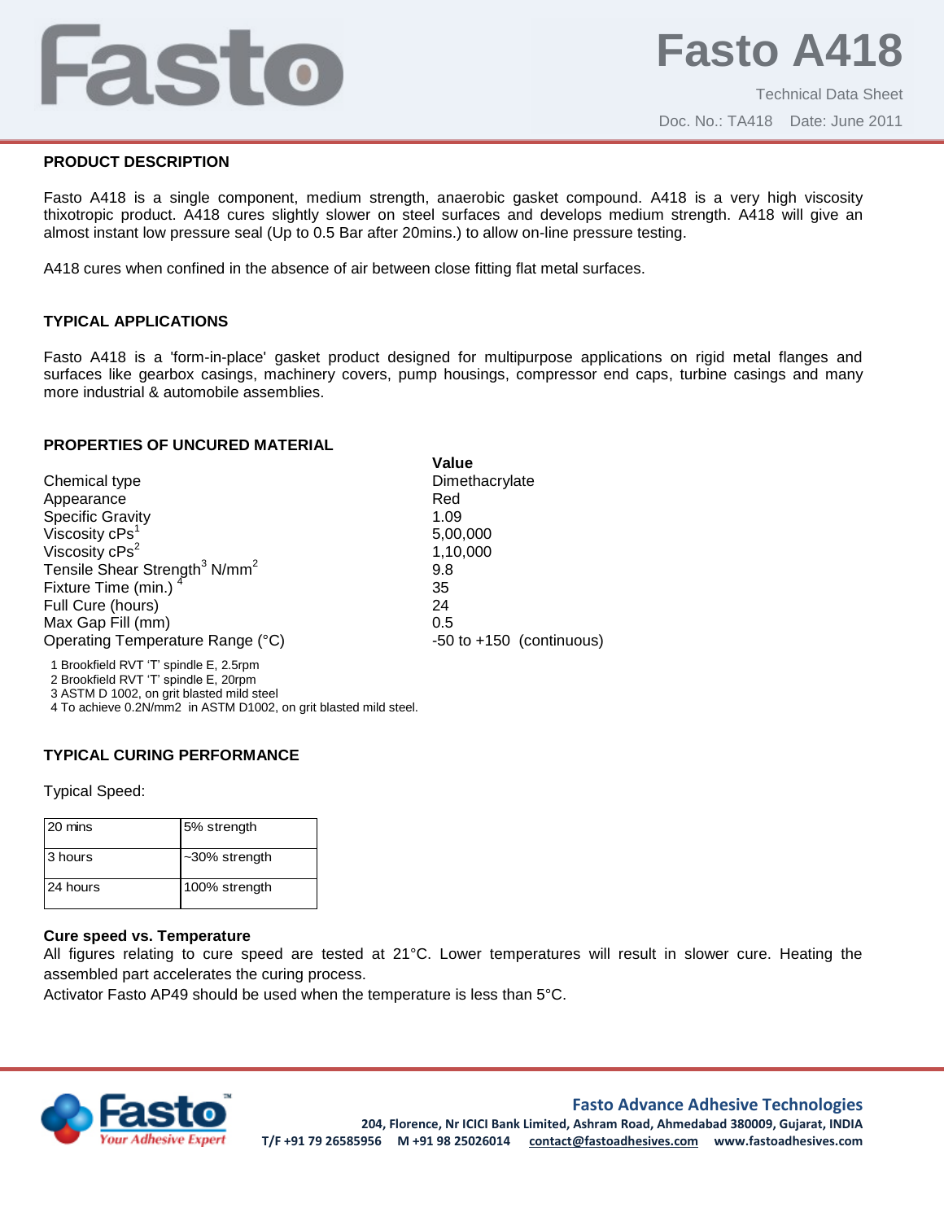# Fasto A418

Technical Data Sheet

Doc. No.: TA418 Date: June 2011

## PRODUCT DESCRIPTION

Fasto A418 is a single component, medium strength, anaerobic gasket compound. A418 is a very high viscosity thixotropic product. A418 cures slightly slower on steel surfaces and develops medium strength. A418 will give an almost instant low pressure seal (Up to 0.5 Bar after 20mins.) to allow on-line pressure testing.

A418 cures when confined in the absence of air between close fitting flat metal surfaces.

## TYPICAL APPLICATIONS

Fasto A418 is a 'form-in-place' gasket product designed for multipurpose applications on rigid metal flanges and surfaces like gearbox casings, machinery covers, pump housings, compressor end caps, turbine casings and many more industrial & automobile assemblies.

## PROPERTIES OF UNCURED MATERIAL

| | **Value** |
|---|---|
| Chemical type | Dimethacrylate |
| Appearance | Red |
| Specific Gravity | 1.09 |
| Viscosity cPs[1] | 5,00,000 |
| Viscosity cPs[2] | 1,10,000 |
| Tensile Shear Strength[3] $N/mm^2$ | 9.8 |
| Fixture Time (min.) [4] | 35 |
| Full Cure (hours) | 24 |
| Max Gap Fill (mm) | 0.5 |
| Operating Temperature Range (°C) | -50 to +150 (continuous) |

1 Brookfield RVT 'T' spindle E, 2.5rpm
2 Brookfield RVT 'T' spindle E, 20rpm
3 ASTM D 1002, on grit blasted mild steel
4 To achieve 0.2N/mm2 in ASTM D1002, on grit blasted mild steel.

## TYPICAL CURING PERFORMANCE

Typical Speed:

| | |
|---|---|
| 20 mins | 5% strength |
| 3 hours | ~30% strength |
| 24 hours | 100% strength |

**Cure speed vs. Temperature**

All figures relating to cure speed are tested at 21°C. Lower temperatures will result in slower cure. Heating the assembled part accelerates the curing process.

Activator Fasto AP49 should be used when the temperature is less than 5°C.

**Fasto Advance Adhesive Technologies**
204, Florence, Nr ICICI Bank Limited, Ashram Road, Ahmedabad 380009, Gujarat, INDIA
T/F +91 79 26585956 M +91 98 25026014 contact@fastoadhesives.com www.fastoadhesives.com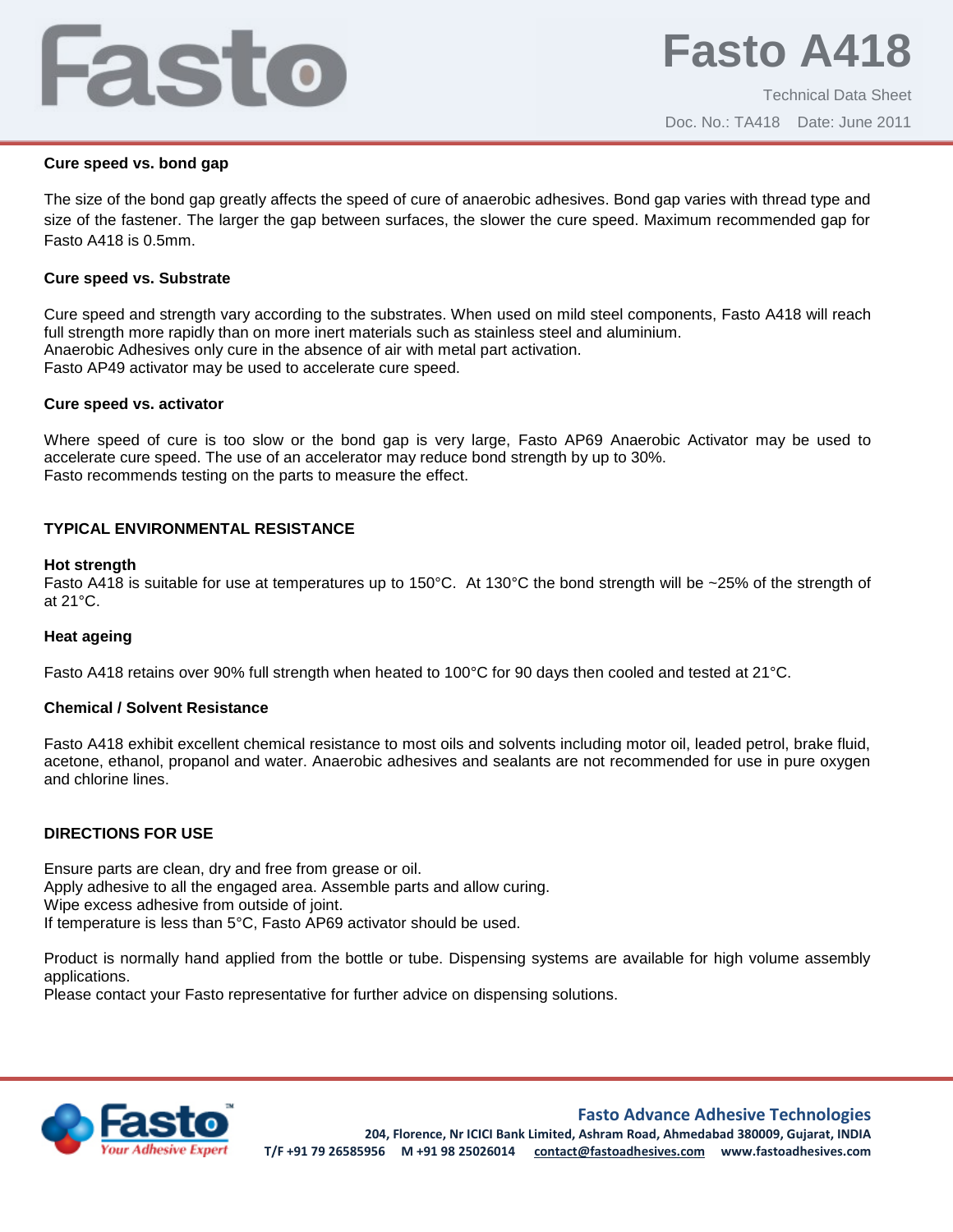**Cure speed vs. bond gap**

The size of the bond gap greatly affects the speed of cure of anaerobic adhesives. Bond gap varies with thread type and size of the fastener. The larger the gap between surfaces, the slower the cure speed. Maximum recommended gap for Fasto A418 is 0.5mm.

**Cure speed vs. Substrate**

Cure speed and strength vary according to the substrates. When used on mild steel components, Fasto A418 will reach full strength more rapidly than on more inert materials such as stainless steel and aluminium.
Anaerobic Adhesives only cure in the absence of air with metal part activation.
Fasto AP49 activator may be used to accelerate cure speed.

**Cure speed vs. activator**

Where speed of cure is too slow or the bond gap is very large, Fasto AP69 Anaerobic Activator may be used to accelerate cure speed. The use of an accelerator may reduce bond strength by up to 30%.
Fasto recommends testing on the parts to measure the effect.

## TYPICAL ENVIRONMENTAL RESISTANCE

**Hot strength**
Fasto A418 is suitable for use at temperatures up to 150°C. At 130°C the bond strength will be ~25% of the strength of at 21°C.

**Heat ageing**

Fasto A418 retains over 90% full strength when heated to 100°C for 90 days then cooled and tested at 21°C.

**Chemical / Solvent Resistance**

Fasto A418 exhibit excellent chemical resistance to most oils and solvents including motor oil, leaded petrol, brake fluid, acetone, ethanol, propanol and water. Anaerobic adhesives and sealants are not recommended for use in pure oxygen and chlorine lines.

## DIRECTIONS FOR USE

Ensure parts are clean, dry and free from grease or oil.
Apply adhesive to all the engaged area. Assemble parts and allow curing.
Wipe excess adhesive from outside of joint.
If temperature is less than 5°C, Fasto AP69 activator should be used.

Product is normally hand applied from the bottle or tube. Dispensing systems are available for high volume assembly applications.
Please contact your Fasto representative for further advice on dispensing solutions.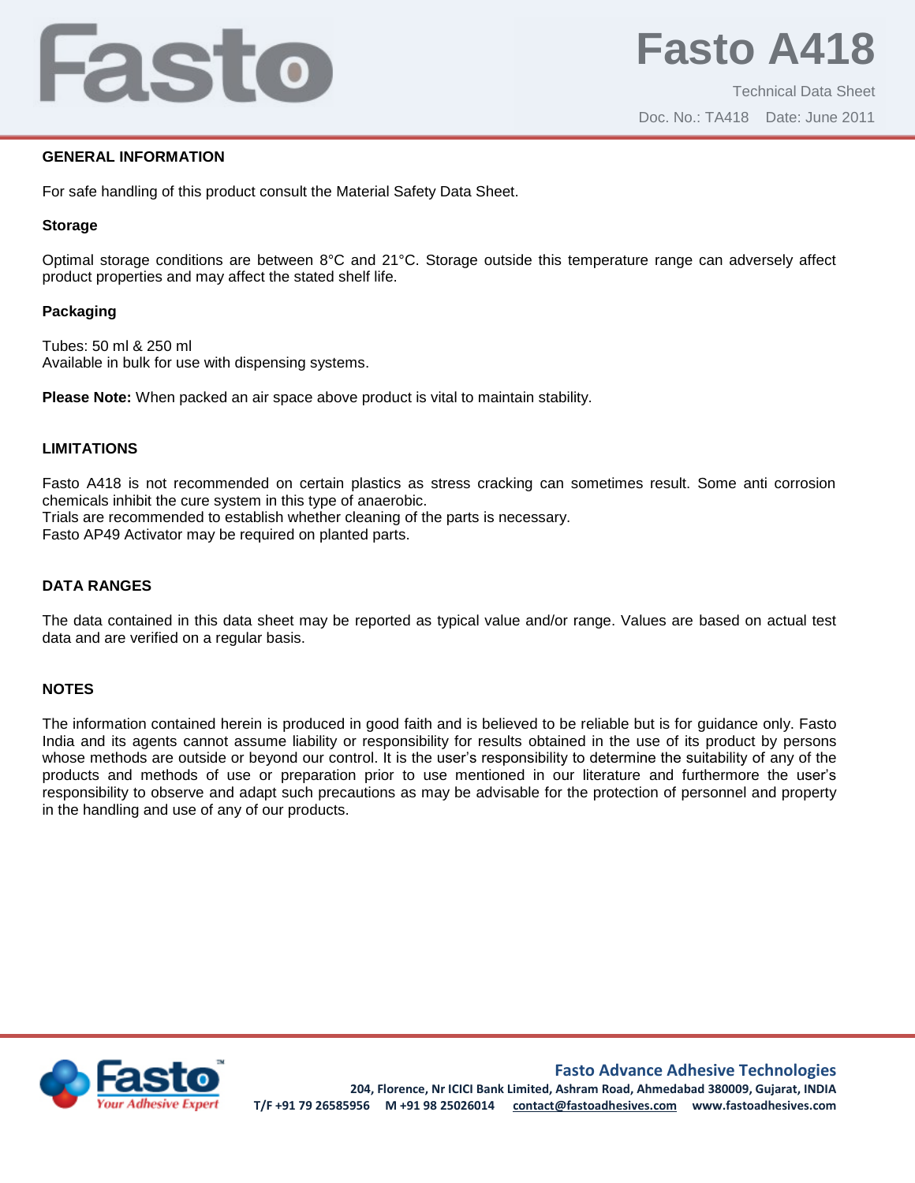## GENERAL INFORMATION

For safe handling of this product consult the Material Safety Data Sheet.

### Storage

Optimal storage conditions are between 8°C and 21°C. Storage outside this temperature range can adversely affect product properties and may affect the stated shelf life.

### Packaging

Tubes: 50 ml & 250 ml
Available in bulk for use with dispensing systems.

**Please Note:** When packed an air space above product is vital to maintain stability.

## LIMITATIONS

Fasto A418 is not recommended on certain plastics as stress cracking can sometimes result. Some anti corrosion chemicals inhibit the cure system in this type of anaerobic.
Trials are recommended to establish whether cleaning of the parts is necessary.
Fasto AP49 Activator may be required on planted parts.

## DATA RANGES

The data contained in this data sheet may be reported as typical value and/or range. Values are based on actual test data and are verified on a regular basis.

## NOTES

The information contained herein is produced in good faith and is believed to be reliable but is for guidance only. Fasto India and its agents cannot assume liability or responsibility for results obtained in the use of its product by persons whose methods are outside or beyond our control. It is the user's responsibility to determine the suitability of any of the products and methods of use or preparation prior to use mentioned in our literature and furthermore the user's responsibility to observe and adapt such precautions as may be advisable for the protection of personnel and property in the handling and use of any of our products.